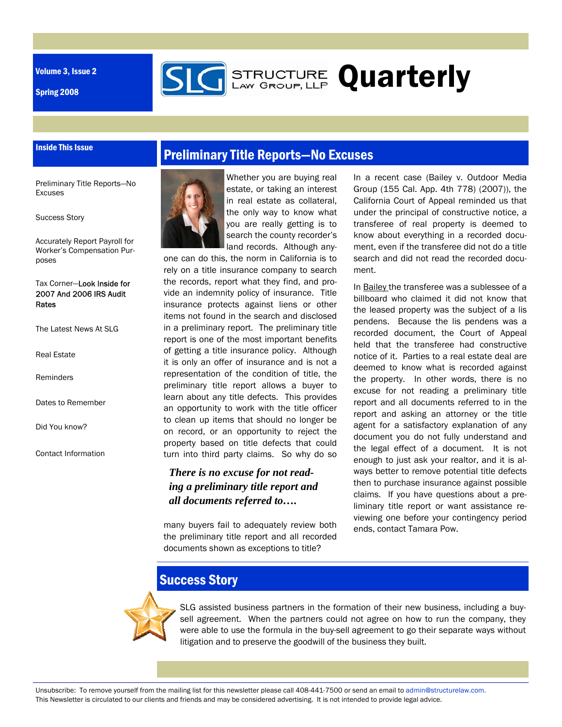Volume 3, Issue 2

Spring 2008

# STRUCTURE Law Group, LLP Quarterly

## Inside This Issue

- Preliminary Title Reports—No Excuses
- Success Story
- Accurately Report Payroll for Worker's Compensation Purposes
- Tax Corner—Look Inside for 2007 And 2006 IRS Audit Rates
- The Latest News At SLG
- Real Estate
- Reminders
- Dates to Remember
- Did You know?
- Contact Information

## Preliminary Title Reports—No Excuses

Whether you are buying real estate, or taking an interest in real estate as collateral, the only way to know what you are really getting is to search the county recorder's land records. Although anyone can do this, the norm in California is to rely on a title insurance company to search the records, report what they find, and provide an indemnity policy of insurance. Title insurance protects against liens or other items not found in the search and disclosed in a preliminary report. The preliminary title report is one of the most important benefits of getting a title insurance policy. Although it is only an offer of insurance and is not a representation of the condition of title, the preliminary title report allows a buyer to learn about any title defects. This provides an opportunity to work with the title officer to clean up items that should no longer be on record, or an opportunity to reject the property based on title defects that could turn into third party claims. So why do so many buyers fail to adequately review both the preliminary title report and all recorded documents shown as exceptions to title?

***There is no excuse for not reading a preliminary title report and all documents referred to….***

In a recent case (Bailey v. Outdoor Media Group (155 Cal. App. 4th 778) (2007)), the California Court of Appeal reminded us that under the principal of constructive notice, a transferee of real property is deemed to know about everything in a recorded document, even if the transferee did not do a title search and did not read the recorded document.

In Bailey the transferee was a sublessee of a billboard who claimed it did not know that the leased property was the subject of a lis pendens. Because the lis pendens was a recorded document, the Court of Appeal held that the transferee had constructive notice of it. Parties to a real estate deal are deemed to know what is recorded against the property. In other words, there is no excuse for not reading a preliminary title report and all documents referred to in the report and asking an attorney or the title agent for a satisfactory explanation of any document you do not fully understand and the legal effect of a document. It is not enough to just ask your realtor, and it is always better to remove potential title defects then to purchase insurance against possible claims. If you have questions about a preliminary title report or want assistance reviewing one before your contingency period ends, contact Tamara Pow.

## Success Story

SLG assisted business partners in the formation of their new business, including a buy-sell agreement. When the partners could not agree on how to run the company, they were able to use the formula in the buy-sell agreement to go their separate ways without litigation and to preserve the goodwill of the business they built.

Unsubscribe: To remove yourself from the mailing list for this newsletter please call 408-441-7500 or send an email to admin@structurelaw.com.
This Newsletter is circulated to our clients and friends and may be considered advertising. It is not intended to provide legal advice.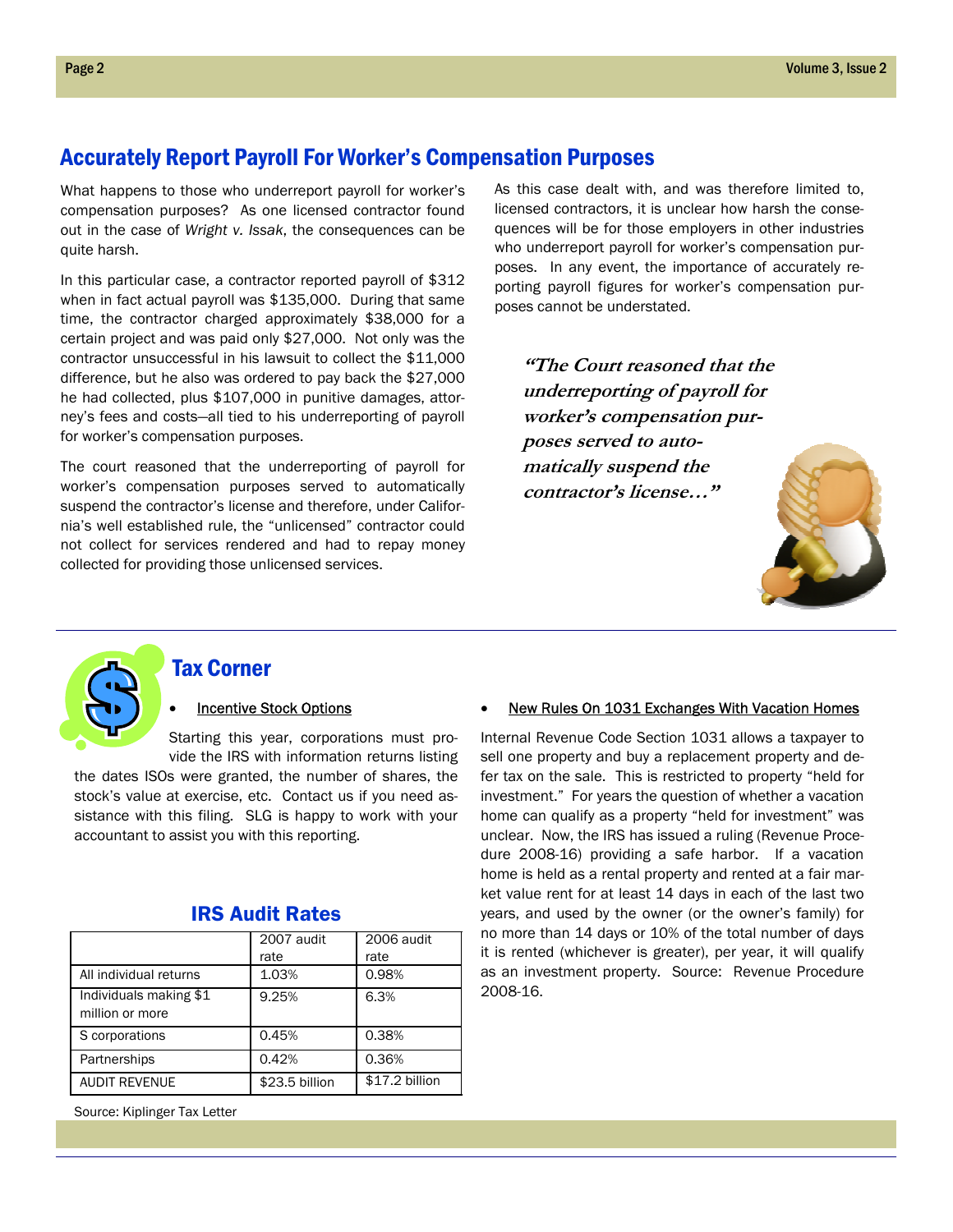## Accurately Report Payroll For Worker's Compensation Purposes

What happens to those who underreport payroll for worker's compensation purposes? As one licensed contractor found out in the case of *Wright v. Issak*, the consequences can be quite harsh.

In this particular case, a contractor reported payroll of $312 when in fact actual payroll was $135,000. During that same time, the contractor charged approximately $38,000 for a certain project and was paid only $27,000. Not only was the contractor unsuccessful in his lawsuit to collect the $11,000 difference, but he also was ordered to pay back the $27,000 he had collected, plus $107,000 in punitive damages, attorney's fees and costs—all tied to his underreporting of payroll for worker's compensation purposes.

The court reasoned that the underreporting of payroll for worker's compensation purposes served to automatically suspend the contractor's license and therefore, under California's well established rule, the "unlicensed" contractor could not collect for services rendered and had to repay money collected for providing those unlicensed services.

As this case dealt with, and was therefore limited to, licensed contractors, it is unclear how harsh the consequences will be for those employers in other industries who underreport payroll for worker's compensation purposes. In any event, the importance of accurately reporting payroll figures for worker's compensation purposes cannot be understated.

> ***"The Court reasoned that the underreporting of payroll for worker's compensation purposes served to automatically suspend the contractor's license…"***

## Tax Corner

- Incentive Stock Options

Starting this year, corporations must provide the IRS with information returns listing the dates ISOs were granted, the number of shares, the stock's value at exercise, etc. Contact us if you need assistance with this filing. SLG is happy to work with your accountant to assist you with this reporting.

### IRS Audit Rates

| | 2007 audit rate | 2006 audit rate |
|---|---|---|
| All individual returns | 1.03% | 0.98% |
| Individuals making $1 million or more | 9.25% | 6.3% |
| S corporations | 0.45% | 0.38% |
| Partnerships | 0.42% | 0.36% |
| AUDIT REVENUE | $23.5 billion | $17.2 billion |

Source: Kiplinger Tax Letter

- New Rules On 1031 Exchanges With Vacation Homes

Internal Revenue Code Section 1031 allows a taxpayer to sell one property and buy a replacement property and defer tax on the sale. This is restricted to property "held for investment." For years the question of whether a vacation home can qualify as a property "held for investment" was unclear. Now, the IRS has issued a ruling (Revenue Procedure 2008-16) providing a safe harbor. If a vacation home is held as a rental property and rented at a fair market value rent for at least 14 days in each of the last two years, and used by the owner (or the owner's family) for no more than 14 days or 10% of the total number of days it is rented (whichever is greater), per year, it will qualify as an investment property. Source: Revenue Procedure 2008-16.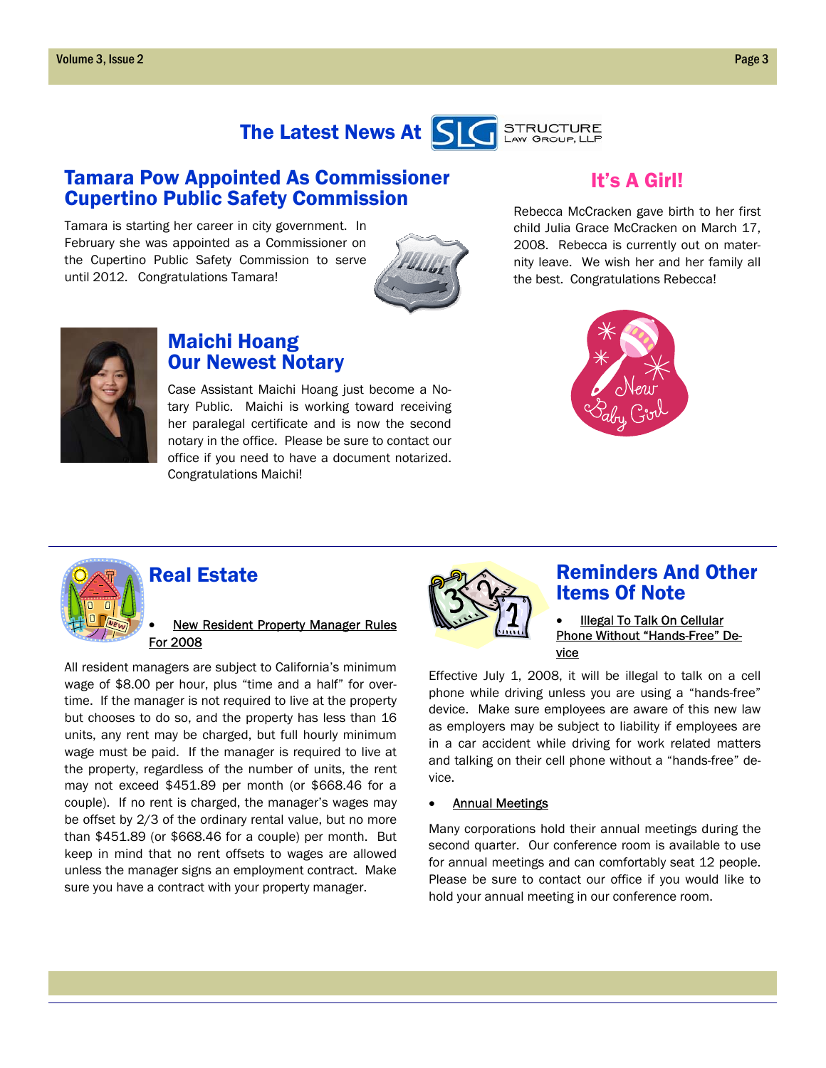# The Latest News At SLG STRUCTURE LAW GROUP, LLP

## Tamara Pow Appointed As Commissioner Cupertino Public Safety Commission

Tamara is starting her career in city government. In February she was appointed as a Commissioner on the Cupertino Public Safety Commission to serve until 2012. Congratulations Tamara!

## It's A Girl!

Rebecca McCracken gave birth to her first child Julia Grace McCracken on March 17, 2008. Rebecca is currently out on maternity leave. We wish her and her family all the best. Congratulations Rebecca!

## Maichi Hoang Our Newest Notary

Case Assistant Maichi Hoang just become a Notary Public. Maichi is working toward receiving her paralegal certificate and is now the second notary in the office. Please be sure to contact our office if you need to have a document notarized. Congratulations Maichi!

## Real Estate

- New Resident Property Manager Rules For 2008

All resident managers are subject to California's minimum wage of $8.00 per hour, plus "time and a half" for overtime. If the manager is not required to live at the property but chooses to do so, and the property has less than 16 units, any rent may be charged, but full hourly minimum wage must be paid. If the manager is required to live at the property, regardless of the number of units, the rent may not exceed $451.89 per month (or $668.46 for a couple). If no rent is charged, the manager's wages may be offset by 2/3 of the ordinary rental value, but no more than $451.89 (or $668.46 for a couple) per month. But keep in mind that no rent offsets to wages are allowed unless the manager signs an employment contract. Make sure you have a contract with your property manager.

## Reminders And Other Items Of Note

- Illegal To Talk On Cellular Phone Without "Hands-Free" Device

Effective July 1, 2008, it will be illegal to talk on a cell phone while driving unless you are using a "hands-free" device. Make sure employees are aware of this new law as employers may be subject to liability if employees are in a car accident while driving for work related matters and talking on their cell phone without a "hands-free" device.

- Annual Meetings

Many corporations hold their annual meetings during the second quarter. Our conference room is available to use for annual meetings and can comfortably seat 12 people. Please be sure to contact our office if you would like to hold your annual meeting in our conference room.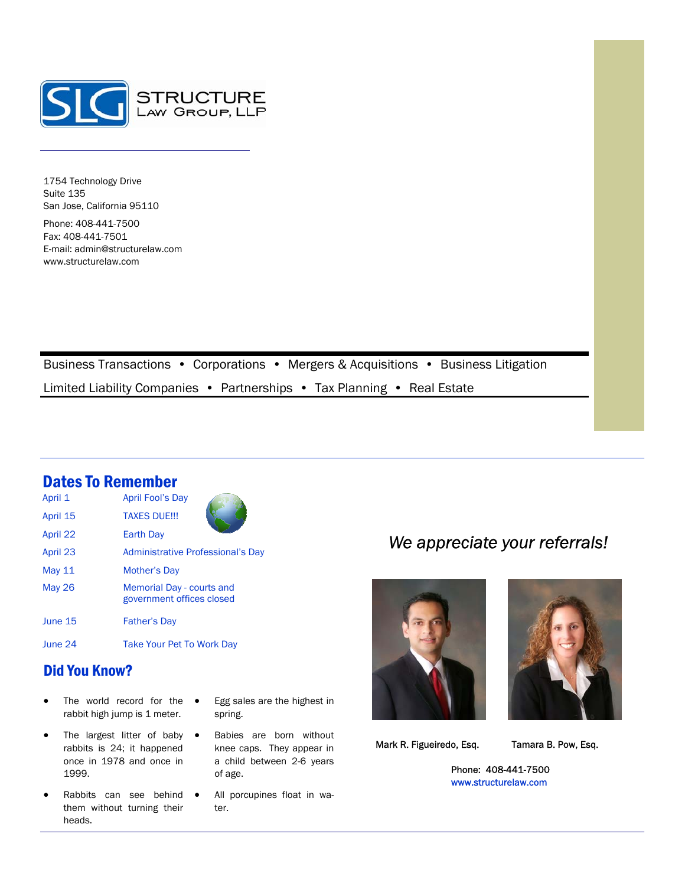STRUCTURE LAW GROUP, LLP

1754 Technology Drive
Suite 135
San Jose, California 95110

Phone: 408-441-7500
Fax: 408-441-7501
E-mail: admin@structurelaw.com
www.structurelaw.com

Business Transactions • Corporations • Mergers & Acquisitions • Business Litigation
Limited Liability Companies • Partnerships • Tax Planning • Real Estate

## Dates To Remember

| | |
|---|---|
| April 1 | April Fool's Day |
| April 15 | TAXES DUE!!! |
| April 22 | Earth Day |
| April 23 | Administrative Professional's Day |
| May 11 | Mother's Day |
| May 26 | Memorial Day - courts and government offices closed |
| June 15 | Father's Day |
| June 24 | Take Your Pet To Work Day |

## Did You Know?

- The world record for the rabbit high jump is 1 meter.
- The largest litter of baby rabbits is 24; it happened once in 1978 and once in 1999.
- Rabbits can see behind them without turning their heads.
- Egg sales are the highest in spring.
- Babies are born without knee caps. They appear in a child between 2-6 years of age.
- All porcupines float in water.

*We appreciate your referrals!*

Mark R. Figueiredo, Esq.

Tamara B. Pow, Esq.

Phone: 408-441-7500
www.structurelaw.com